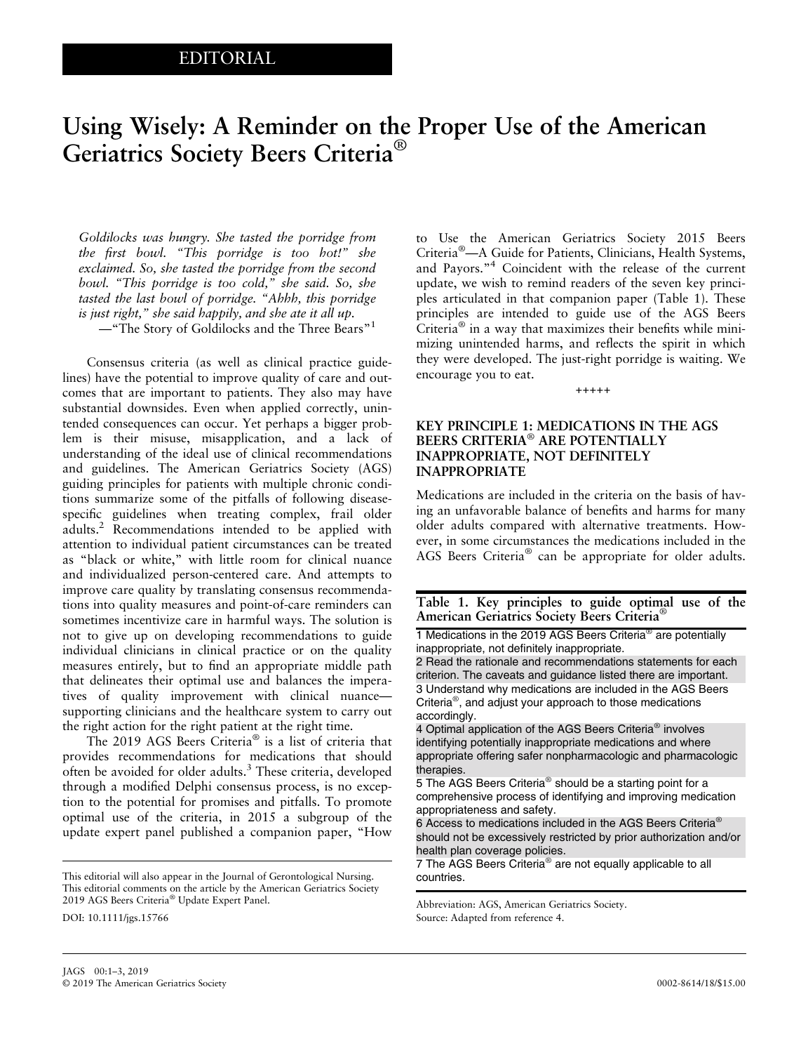EDITORIAL

# Using Wisely: A Reminder on the Proper Use of the American Geriatrics Society Beers Criteria®

*Goldilocks was hungry. She tasted the porridge from the first bowl. "This porridge is too hot!" she exclaimed. So, she tasted the porridge from the second bowl. "This porridge is too cold," she said. So, she tasted the last bowl of porridge. "Ahhh, this porridge is just right," she said happily, and she ate it all up.*

—"The Story of Goldilocks and the Three Bears"[1]

Consensus criteria (as well as clinical practice guidelines) have the potential to improve quality of care and outcomes that are important to patients. They also may have substantial downsides. Even when applied correctly, unintended consequences can occur. Yet perhaps a bigger problem is their misuse, misapplication, and a lack of understanding of the ideal use of clinical recommendations and guidelines. The American Geriatrics Society (AGS) guiding principles for patients with multiple chronic conditions summarize some of the pitfalls of following disease-specific guidelines when treating complex, frail older adults.[2] Recommendations intended to be applied with attention to individual patient circumstances can be treated as "black or white," with little room for clinical nuance and individualized person-centered care. And attempts to improve care quality by translating consensus recommendations into quality measures and point-of-care reminders can sometimes incentivize care in harmful ways. The solution is not to give up on developing recommendations to guide individual clinicians in clinical practice or on the quality measures entirely, but to find an appropriate middle path that delineates their optimal use and balances the imperatives of quality improvement with clinical nuance—supporting clinicians and the healthcare system to carry out the right action for the right patient at the right time.

The 2019 AGS Beers Criteria® is a list of criteria that provides recommendations for medications that should often be avoided for older adults.[3] These criteria, developed through a modified Delphi consensus process, is no exception to the potential for promises and pitfalls. To promote optimal use of the criteria, in 2015 a subgroup of the update expert panel published a companion paper, "How to Use the American Geriatrics Society 2015 Beers Criteria®—A Guide for Patients, Clinicians, Health Systems, and Payors."[4] Coincident with the release of the current update, we wish to remind readers of the seven key principles articulated in that companion paper (Table 1). These principles are intended to guide use of the AGS Beers Criteria® in a way that maximizes their benefits while minimizing unintended harms, and reflects the spirit in which they were developed. The just-right porridge is waiting. We encourage you to eat.

+++++

## KEY PRINCIPLE 1: MEDICATIONS IN THE AGS BEERS CRITERIA® ARE POTENTIALLY INAPPROPRIATE, NOT DEFINITELY INAPPROPRIATE

Medications are included in the criteria on the basis of having an unfavorable balance of benefits and harms for many older adults compared with alternative treatments. However, in some circumstances the medications included in the AGS Beers Criteria® can be appropriate for older adults.

**Table 1. Key principles to guide optimal use of the American Geriatrics Society Beers Criteria®**

| |
|---|
| 1 Medications in the 2019 AGS Beers Criteria® are potentially inappropriate, not definitely inappropriate. |
| 2 Read the rationale and recommendations statements for each criterion. The caveats and guidance listed there are important. |
| 3 Understand why medications are included in the AGS Beers Criteria®, and adjust your approach to those medications accordingly. |
| 4 Optimal application of the AGS Beers Criteria® involves identifying potentially inappropriate medications and where appropriate offering safer nonpharmacologic and pharmacologic therapies. |
| 5 The AGS Beers Criteria® should be a starting point for a comprehensive process of identifying and improving medication appropriateness and safety. |
| 6 Access to medications included in the AGS Beers Criteria® should not be excessively restricted by prior authorization and/or health plan coverage policies. |
| 7 The AGS Beers Criteria® are not equally applicable to all countries. |

Abbreviation: AGS, American Geriatrics Society.
Source: Adapted from reference 4.

This editorial will also appear in the Journal of Gerontological Nursing. This editorial comments on the article by the American Geriatrics Society 2019 AGS Beers Criteria® Update Expert Panel.

DOI: 10.1111/jgs.15766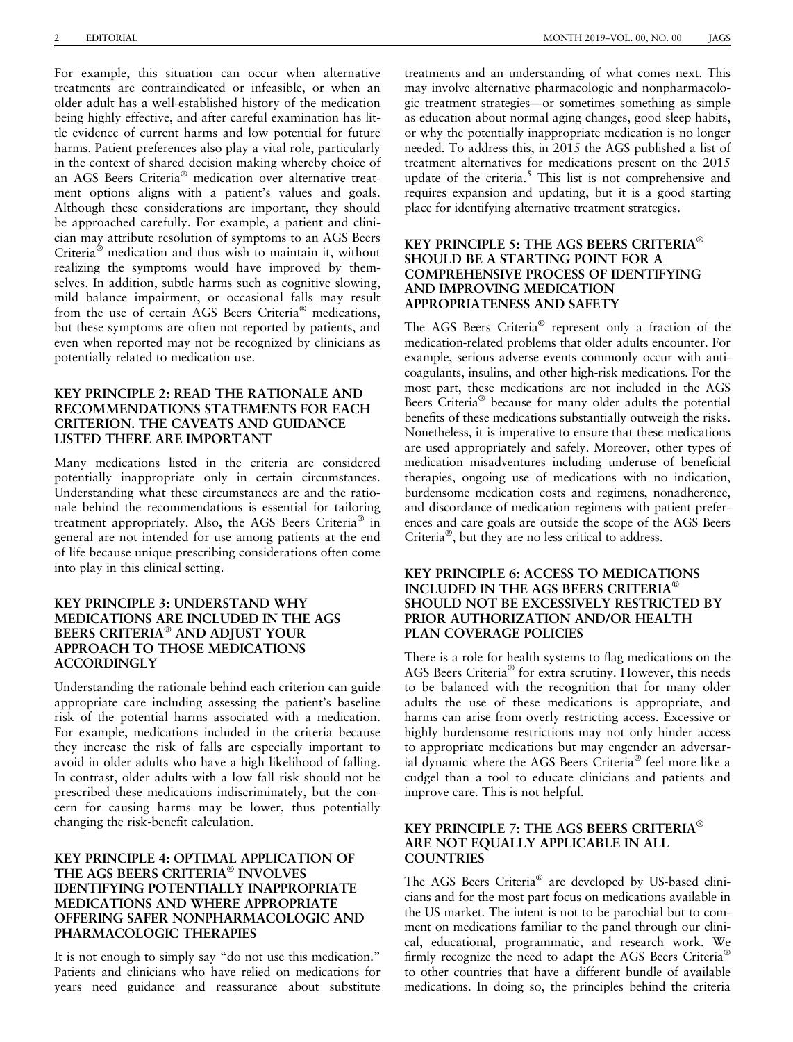For example, this situation can occur when alternative treatments are contraindicated or infeasible, or when an older adult has a well-established history of the medication being highly effective, and after careful examination has little evidence of current harms and low potential for future harms. Patient preferences also play a vital role, particularly in the context of shared decision making whereby choice of an AGS Beers Criteria® medication over alternative treatment options aligns with a patient's values and goals. Although these considerations are important, they should be approached carefully. For example, a patient and clinician may attribute resolution of symptoms to an AGS Beers Criteria® medication and thus wish to maintain it, without realizing the symptoms would have improved by themselves. In addition, subtle harms such as cognitive slowing, mild balance impairment, or occasional falls may result from the use of certain AGS Beers Criteria® medications, but these symptoms are often not reported by patients, and even when reported may not be recognized by clinicians as potentially related to medication use.

## KEY PRINCIPLE 2: READ THE RATIONALE AND RECOMMENDATIONS STATEMENTS FOR EACH CRITERION. THE CAVEATS AND GUIDANCE LISTED THERE ARE IMPORTANT

Many medications listed in the criteria are considered potentially inappropriate only in certain circumstances. Understanding what these circumstances are and the rationale behind the recommendations is essential for tailoring treatment appropriately. Also, the AGS Beers Criteria® in general are not intended for use among patients at the end of life because unique prescribing considerations often come into play in this clinical setting.

## KEY PRINCIPLE 3: UNDERSTAND WHY MEDICATIONS ARE INCLUDED IN THE AGS BEERS CRITERIA® AND ADJUST YOUR APPROACH TO THOSE MEDICATIONS ACCORDINGLY

Understanding the rationale behind each criterion can guide appropriate care including assessing the patient's baseline risk of the potential harms associated with a medication. For example, medications included in the criteria because they increase the risk of falls are especially important to avoid in older adults who have a high likelihood of falling. In contrast, older adults with a low fall risk should not be prescribed these medications indiscriminately, but the concern for causing harms may be lower, thus potentially changing the risk-benefit calculation.

## KEY PRINCIPLE 4: OPTIMAL APPLICATION OF THE AGS BEERS CRITERIA® INVOLVES IDENTIFYING POTENTIALLY INAPPROPRIATE MEDICATIONS AND WHERE APPROPRIATE OFFERING SAFER NONPHARMACOLOGIC AND PHARMACOLOGIC THERAPIES

It is not enough to simply say "do not use this medication." Patients and clinicians who have relied on medications for years need guidance and reassurance about substitute treatments and an understanding of what comes next. This may involve alternative pharmacologic and nonpharmacologic treatment strategies—or sometimes something as simple as education about normal aging changes, good sleep habits, or why the potentially inappropriate medication is no longer needed. To address this, in 2015 the AGS published a list of treatment alternatives for medications present on the 2015 update of the criteria.[5] This list is not comprehensive and requires expansion and updating, but it is a good starting place for identifying alternative treatment strategies.

## KEY PRINCIPLE 5: THE AGS BEERS CRITERIA® SHOULD BE A STARTING POINT FOR A COMPREHENSIVE PROCESS OF IDENTIFYING AND IMPROVING MEDICATION APPROPRIATENESS AND SAFETY

The AGS Beers Criteria® represent only a fraction of the medication-related problems that older adults encounter. For example, serious adverse events commonly occur with anticoagulants, insulins, and other high-risk medications. For the most part, these medications are not included in the AGS Beers Criteria® because for many older adults the potential benefits of these medications substantially outweigh the risks. Nonetheless, it is imperative to ensure that these medications are used appropriately and safely. Moreover, other types of medication misadventures including underuse of beneficial therapies, ongoing use of medications with no indication, burdensome medication costs and regimens, nonadherence, and discordance of medication regimens with patient preferences and care goals are outside the scope of the AGS Beers Criteria®, but they are no less critical to address.

## KEY PRINCIPLE 6: ACCESS TO MEDICATIONS INCLUDED IN THE AGS BEERS CRITERIA® SHOULD NOT BE EXCESSIVELY RESTRICTED BY PRIOR AUTHORIZATION AND/OR HEALTH PLAN COVERAGE POLICIES

There is a role for health systems to flag medications on the AGS Beers Criteria® for extra scrutiny. However, this needs to be balanced with the recognition that for many older adults the use of these medications is appropriate, and harms can arise from overly restricting access. Excessive or highly burdensome restrictions may not only hinder access to appropriate medications but may engender an adversarial dynamic where the AGS Beers Criteria® feel more like a cudgel than a tool to educate clinicians and patients and improve care. This is not helpful.

## KEY PRINCIPLE 7: THE AGS BEERS CRITERIA® ARE NOT EQUALLY APPLICABLE IN ALL COUNTRIES

The AGS Beers Criteria® are developed by US-based clinicians and for the most part focus on medications available in the US market. The intent is not to be parochial but to comment on medications familiar to the panel through our clinical, educational, programmatic, and research work. We firmly recognize the need to adapt the AGS Beers Criteria® to other countries that have a different bundle of available medications. In doing so, the principles behind the criteria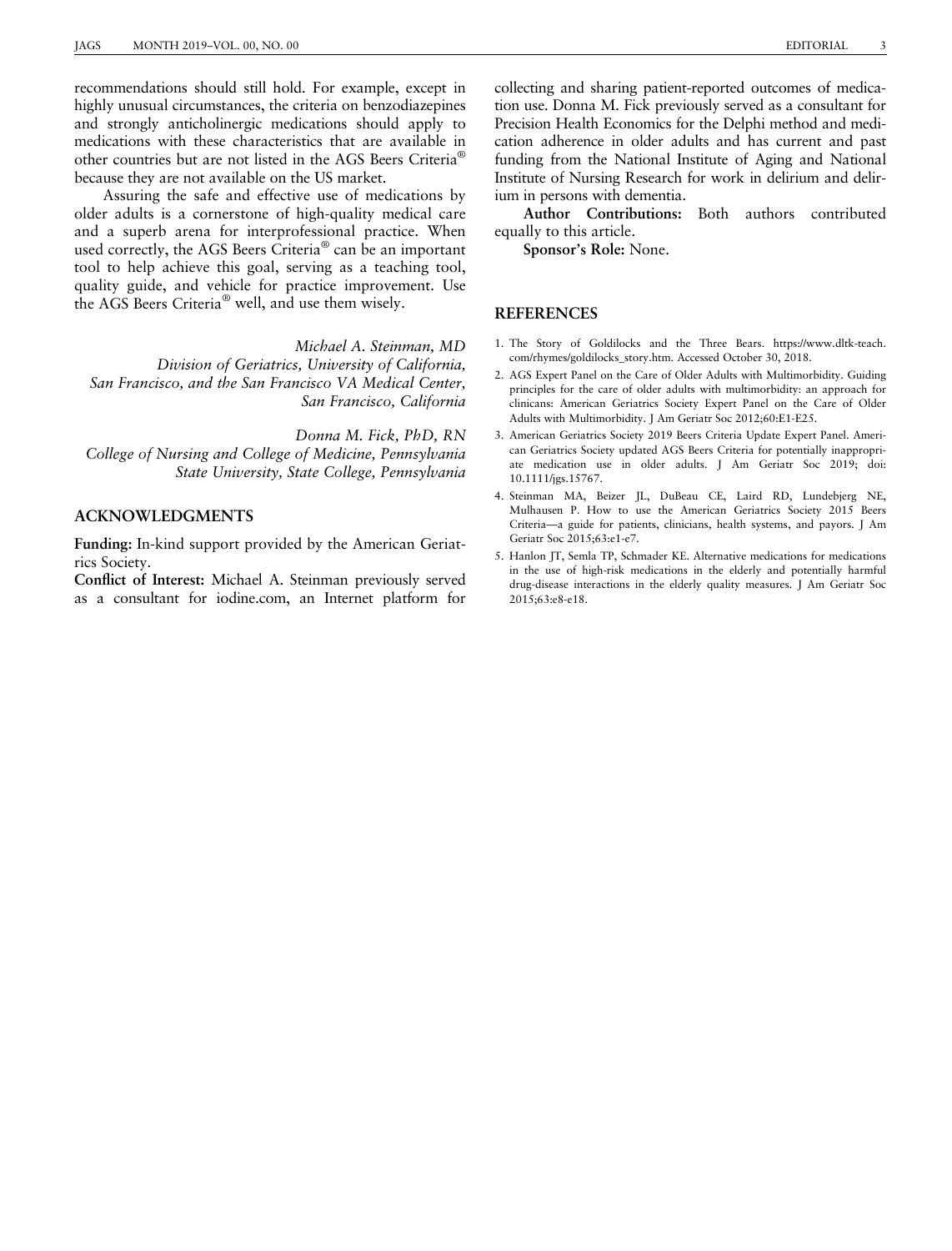recommendations should still hold. For example, except in highly unusual circumstances, the criteria on benzodiazepines and strongly anticholinergic medications should apply to medications with these characteristics that are available in other countries but are not listed in the AGS Beers Criteria® because they are not available on the US market.

Assuring the safe and effective use of medications by older adults is a cornerstone of high-quality medical care and a superb arena for interprofessional practice. When used correctly, the AGS Beers Criteria® can be an important tool to help achieve this goal, serving as a teaching tool, quality guide, and vehicle for practice improvement. Use the AGS Beers Criteria® well, and use them wisely.

*Michael A. Steinman, MD*
*Division of Geriatrics, University of California, San Francisco, and the San Francisco VA Medical Center, San Francisco, California*

*Donna M. Fick, PhD, RN*
*College of Nursing and College of Medicine, Pennsylvania State University, State College, Pennsylvania*

## ACKNOWLEDGMENTS

**Funding:** In-kind support provided by the American Geriatrics Society.

**Conflict of Interest:** Michael A. Steinman previously served as a consultant for iodine.com, an Internet platform for collecting and sharing patient-reported outcomes of medication use. Donna M. Fick previously served as a consultant for Precision Health Economics for the Delphi method and medication adherence in older adults and has current and past funding from the National Institute of Aging and National Institute of Nursing Research for work in delirium and delirium in persons with dementia.

**Author Contributions:** Both authors contributed equally to this article.

**Sponsor's Role:** None.

## REFERENCES

1. The Story of Goldilocks and the Three Bears. https://www.dltk-teach.com/rhymes/goldilocks_story.htm. Accessed October 30, 2018.
2. AGS Expert Panel on the Care of Older Adults with Multimorbidity. Guiding principles for the care of older adults with multimorbidity: an approach for clinicans: American Geriatrics Society Expert Panel on the Care of Older Adults with Multimorbidity. J Am Geriatr Soc 2012;60:E1-E25.
3. American Geriatrics Society 2019 Beers Criteria Update Expert Panel. American Geriatrics Society updated AGS Beers Criteria for potentially inappropriate medication use in older adults. J Am Geriatr Soc 2019; doi: 10.1111/jgs.15767.
4. Steinman MA, Beizer JL, DuBeau CE, Laird RD, Lundebjerg NE, Mulhausen P. How to use the American Geriatrics Society 2015 Beers Criteria—a guide for patients, clinicians, health systems, and payors. J Am Geriatr Soc 2015;63:e1-e7.
5. Hanlon JT, Semla TP, Schmader KE. Alternative medications for medications in the use of high-risk medications in the elderly and potentially harmful drug-disease interactions in the elderly quality measures. J Am Geriatr Soc 2015;63:e8-e18.